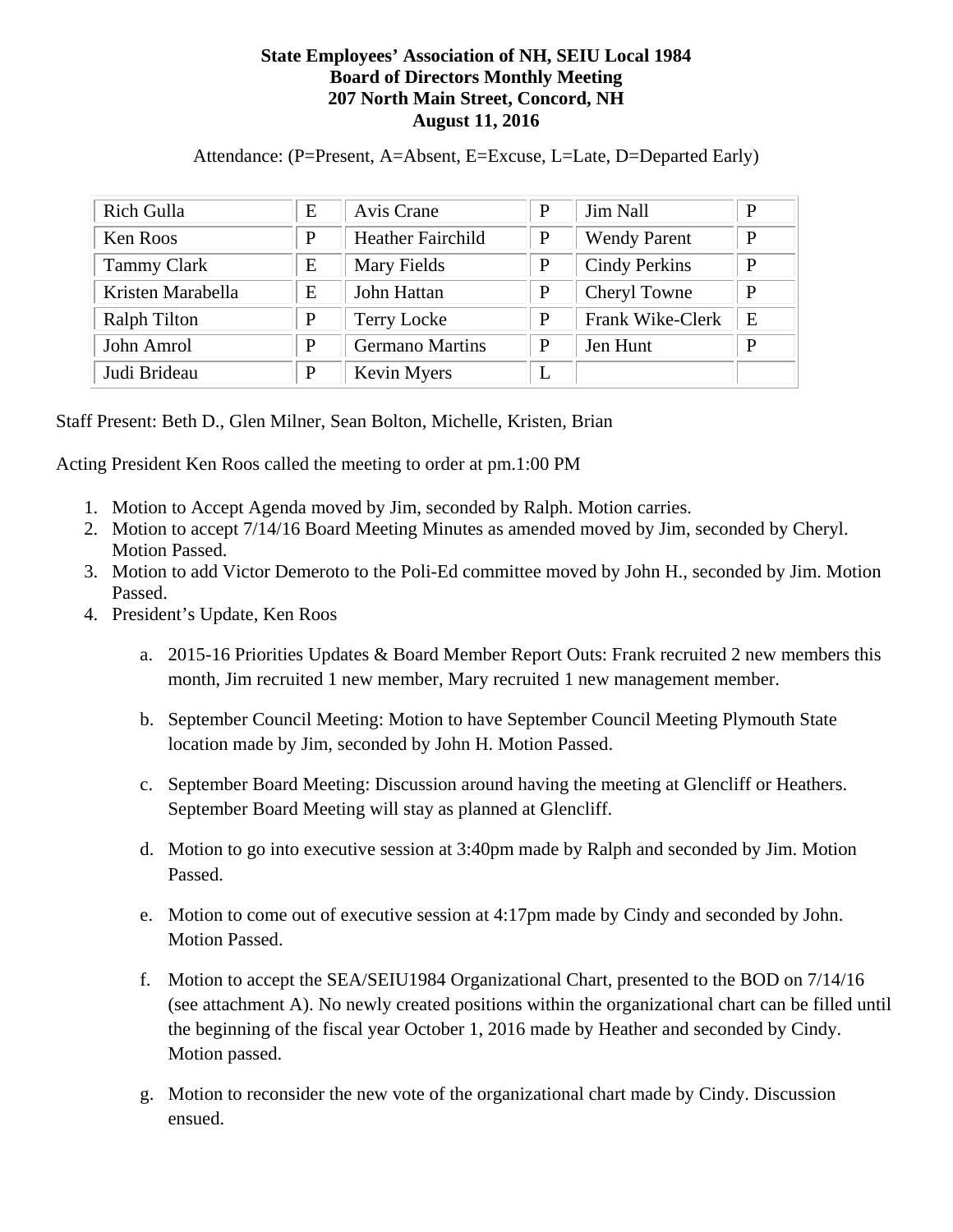**State Employees' Association of NH, SEIU Local 1984**
**Board of Directors Monthly Meeting**
**207 North Main Street, Concord, NH**
**August 11, 2016**

Attendance: (P=Present, A=Absent, E=Excuse, L=Late, D=Departed Early)

| | | | | | |
|---|---|---|---|---|---|
| Rich Gulla | E | Avis Crane | P | Jim Nall | P |
| Ken Roos | P | Heather Fairchild | P | Wendy Parent | P |
| Tammy Clark | E | Mary Fields | P | Cindy Perkins | P |
| Kristen Marabella | E | John Hattan | P | Cheryl Towne | P |
| Ralph Tilton | P | Terry Locke | P | Frank Wike-Clerk | E |
| John Amrol | P | Germano Martins | P | Jen Hunt | P |
| Judi Brideau | P | Kevin Myers | L | | |

Staff Present: Beth D., Glen Milner, Sean Bolton, Michelle, Kristen, Brian

Acting President Ken Roos called the meeting to order at pm.1:00 PM

1. Motion to Accept Agenda moved by Jim, seconded by Ralph. Motion carries.
2. Motion to accept 7/14/16 Board Meeting Minutes as amended moved by Jim, seconded by Cheryl. Motion Passed.
3. Motion to add Victor Demeroto to the Poli-Ed committee moved by John H., seconded by Jim. Motion Passed.
4. President's Update, Ken Roos

    a. 2015-16 Priorities Updates & Board Member Report Outs: Frank recruited 2 new members this month, Jim recruited 1 new member, Mary recruited 1 new management member.

    b. September Council Meeting: Motion to have September Council Meeting Plymouth State location made by Jim, seconded by John H. Motion Passed.

    c. September Board Meeting: Discussion around having the meeting at Glencliff or Heathers. September Board Meeting will stay as planned at Glencliff.

    d. Motion to go into executive session at 3:40pm made by Ralph and seconded by Jim. Motion Passed.

    e. Motion to come out of executive session at 4:17pm made by Cindy and seconded by John. Motion Passed.

    f. Motion to accept the SEA/SEIU1984 Organizational Chart, presented to the BOD on 7/14/16 (see attachment A). No newly created positions within the organizational chart can be filled until the beginning of the fiscal year October 1, 2016 made by Heather and seconded by Cindy. Motion passed.

    g. Motion to reconsider the new vote of the organizational chart made by Cindy. Discussion ensued.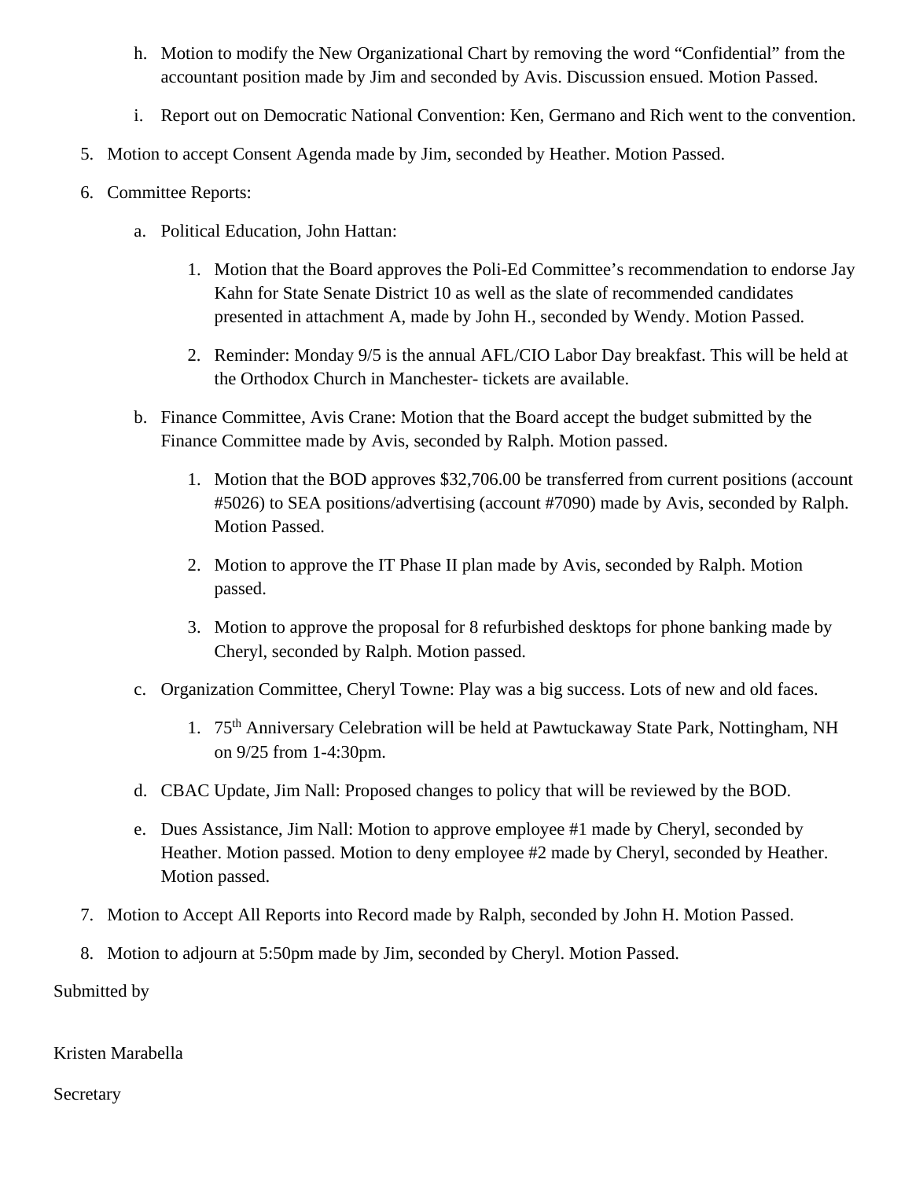h. Motion to modify the New Organizational Chart by removing the word "Confidential" from the accountant position made by Jim and seconded by Avis. Discussion ensued. Motion Passed.

i. Report out on Democratic National Convention: Ken, Germano and Rich went to the convention.

5. Motion to accept Consent Agenda made by Jim, seconded by Heather. Motion Passed.

6. Committee Reports:

   a. Political Education, John Hattan:

      1. Motion that the Board approves the Poli-Ed Committee's recommendation to endorse Jay Kahn for State Senate District 10 as well as the slate of recommended candidates presented in attachment A, made by John H., seconded by Wendy. Motion Passed.

      2. Reminder: Monday 9/5 is the annual AFL/CIO Labor Day breakfast. This will be held at the Orthodox Church in Manchester- tickets are available.

   b. Finance Committee, Avis Crane: Motion that the Board accept the budget submitted by the Finance Committee made by Avis, seconded by Ralph. Motion passed.

      1. Motion that the BOD approves $32,706.00 be transferred from current positions (account #5026) to SEA positions/advertising (account #7090) made by Avis, seconded by Ralph. Motion Passed.

      2. Motion to approve the IT Phase II plan made by Avis, seconded by Ralph. Motion passed.

      3. Motion to approve the proposal for 8 refurbished desktops for phone banking made by Cheryl, seconded by Ralph. Motion passed.

   c. Organization Committee, Cheryl Towne: Play was a big success. Lots of new and old faces.

      1. 75th Anniversary Celebration will be held at Pawtuckaway State Park, Nottingham, NH on 9/25 from 1-4:30pm.

   d. CBAC Update, Jim Nall: Proposed changes to policy that will be reviewed by the BOD.

   e. Dues Assistance, Jim Nall: Motion to approve employee #1 made by Cheryl, seconded by Heather. Motion passed. Motion to deny employee #2 made by Cheryl, seconded by Heather. Motion passed.

7. Motion to Accept All Reports into Record made by Ralph, seconded by John H. Motion Passed.

8. Motion to adjourn at 5:50pm made by Jim, seconded by Cheryl. Motion Passed.

Submitted by

Kristen Marabella

Secretary